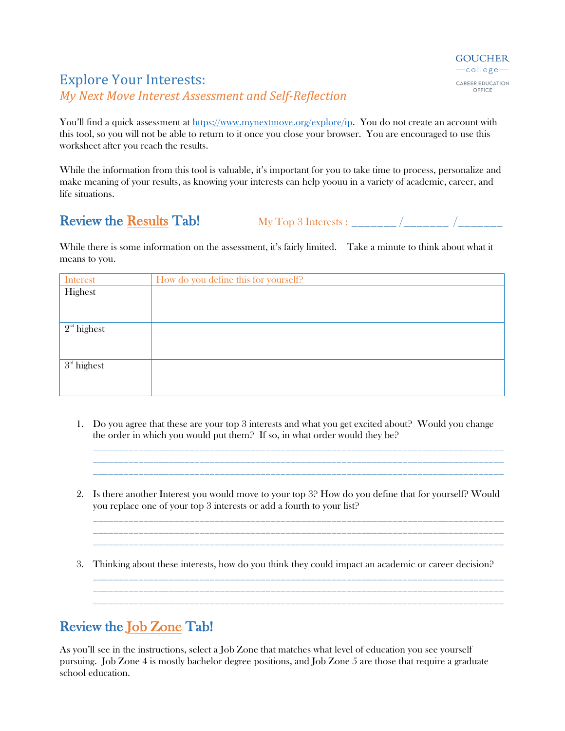GOUCHER college
CAREER EDUCATION OFFICE

# Explore Your Interests:
## *My Next Move Interest Assessment and Self-Reflection*

You'll find a quick assessment at https://www.mynextmove.org/explore/ip. You do not create an account with this tool, so you will not be able to return to it once you close your browser. You are encouraged to use this worksheet after you reach the results.

While the information from this tool is valuable, it's important for you to take time to process, personalize and make meaning of your results, as knowing your interests can help yoouu in a variety of academic, career, and life situations.

## Review the Results Tab!

My Top 3 Interests : _______ /_______ /_______

While there is some information on the assessment, it's fairly limited. Take a minute to think about what it means to you.

| Interest | How do you define this for yourself? |
|---|---|
| Highest | |
| 2nd highest | |
| 3rd highest | |

1. Do you agree that these are your top 3 interests and what you get excited about? Would you change the order in which you would put them? If so, in what order would they be?
   ___________________________________________________________________________
   ___________________________________________________________________________
   ___________________________________________________________________________

2. Is there another Interest you would move to your top 3? How do you define that for yourself? Would you replace one of your top 3 interests or add a fourth to your list?
   ___________________________________________________________________________
   ___________________________________________________________________________
   ___________________________________________________________________________

3. Thinking about these interests, how do you think they could impact an academic or career decision?
   ___________________________________________________________________________
   ___________________________________________________________________________
   ___________________________________________________________________________

## Review the Job Zone Tab!

As you'll see in the instructions, select a Job Zone that matches what level of education you see yourself pursuing. Job Zone 4 is mostly bachelor degree positions, and Job Zone 5 are those that require a graduate school education.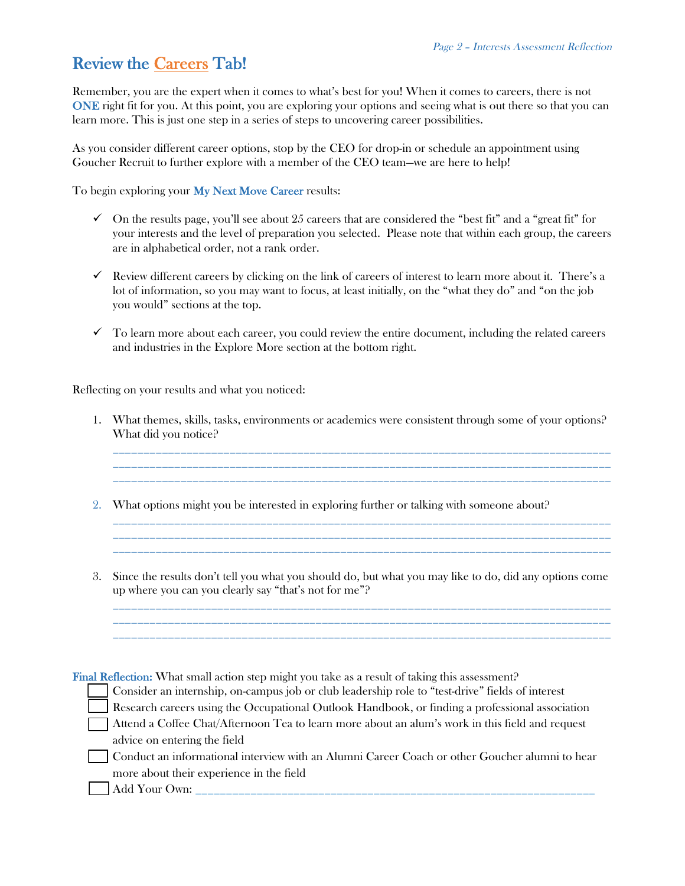# Review the Careers Tab!

Remember, you are the expert when it comes to what's best for you! When it comes to careers, there is not **ONE** right fit for you. At this point, you are exploring your options and seeing what is out there so that you can learn more. This is just one step in a series of steps to uncovering career possibilities.

As you consider different career options, stop by the CEO for drop-in or schedule an appointment using Goucher Recruit to further explore with a member of the CEO team—we are here to help!

To begin exploring your **My Next Move Career** results:

- ✓ On the results page, you'll see about 25 careers that are considered the "best fit" and a "great fit" for your interests and the level of preparation you selected. Please note that within each group, the careers are in alphabetical order, not a rank order.
- ✓ Review different careers by clicking on the link of careers of interest to learn more about it. There's a lot of information, so you may want to focus, at least initially, on the "what they do" and "on the job you would" sections at the top.
- ✓ To learn more about each career, you could review the entire document, including the related careers and industries in the Explore More section at the bottom right.

Reflecting on your results and what you noticed:

1. What themes, skills, tasks, environments or academics were consistent through some of your options? What did you notice?

   ______________________________________________________________________________
   ______________________________________________________________________________
   ______________________________________________________________________________

2. What options might you be interested in exploring further or talking with someone about?

   ______________________________________________________________________________
   ______________________________________________________________________________
   ______________________________________________________________________________

3. Since the results don't tell you what you should do, but what you may like to do, did any options come up where you can you clearly say "that's not for me"?

   ______________________________________________________________________________
   ______________________________________________________________________________
   ______________________________________________________________________________

**Final Reflection:** What small action step might you take as a result of taking this assessment?

- ☐ Consider an internship, on-campus job or club leadership role to "test-drive" fields of interest
- ☐ Research careers using the Occupational Outlook Handbook, or finding a professional association
- ☐ Attend a Coffee Chat/Afternoon Tea to learn more about an alum's work in this field and request advice on entering the field
- ☐ Conduct an informational interview with an Alumni Career Coach or other Goucher alumni to hear more about their experience in the field
- ☐ Add Your Own: ______________________________________________________________